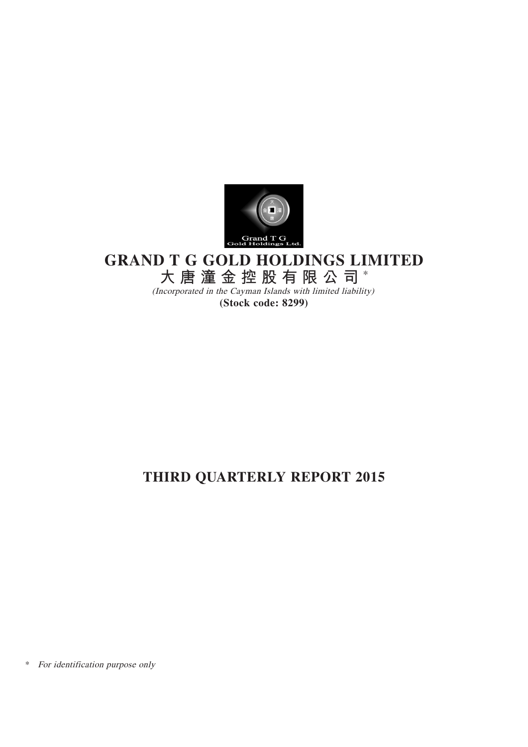# GRAND T G GOLD HOLDINGS LIMITED

# 大唐潼金控股有限公司*

*(Incorporated in the Cayman Islands with limited liability)*

**(Stock code: 8299)**

# THIRD QUARTERLY REPORT 2015

\* *For identification purpose only*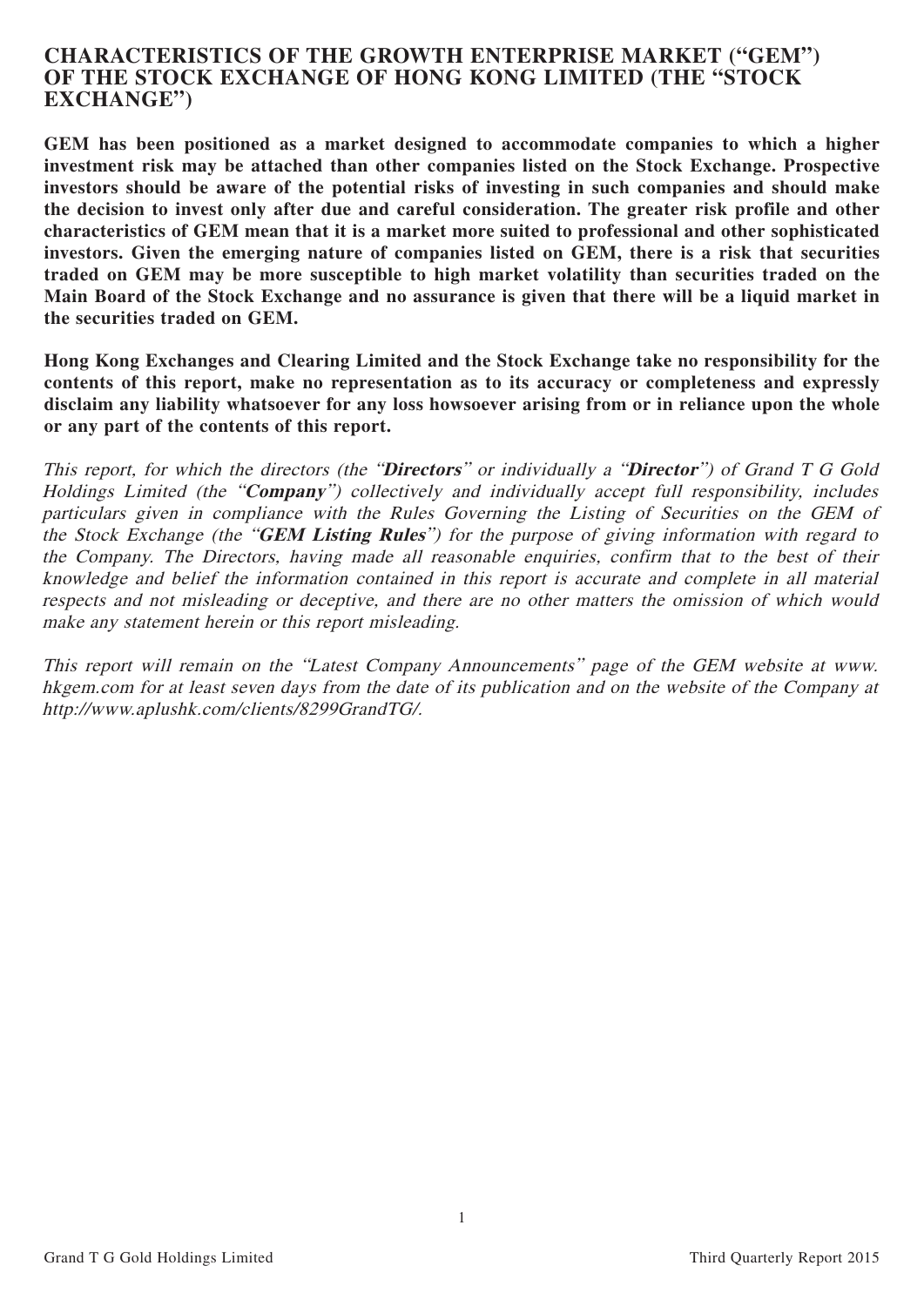# CHARACTERISTICS OF THE GROWTH ENTERPRISE MARKET ("GEM") OF THE STOCK EXCHANGE OF HONG KONG LIMITED (THE "STOCK EXCHANGE")

**GEM has been positioned as a market designed to accommodate companies to which a higher investment risk may be attached than other companies listed on the Stock Exchange. Prospective investors should be aware of the potential risks of investing in such companies and should make the decision to invest only after due and careful consideration. The greater risk profile and other characteristics of GEM mean that it is a market more suited to professional and other sophisticated investors. Given the emerging nature of companies listed on GEM, there is a risk that securities traded on GEM may be more susceptible to high market volatility than securities traded on the Main Board of the Stock Exchange and no assurance is given that there will be a liquid market in the securities traded on GEM.**

**Hong Kong Exchanges and Clearing Limited and the Stock Exchange take no responsibility for the contents of this report, make no representation as to its accuracy or completeness and expressly disclaim any liability whatsoever for any loss howsoever arising from or in reliance upon the whole or any part of the contents of this report.**

*This report, for which the directors (the "**Directors**" or individually a "**Director**") of Grand T G Gold Holdings Limited (the "**Company**") collectively and individually accept full responsibility, includes particulars given in compliance with the Rules Governing the Listing of Securities on the GEM of the Stock Exchange (the "**GEM Listing Rules**") for the purpose of giving information with regard to the Company. The Directors, having made all reasonable enquiries, confirm that to the best of their knowledge and belief the information contained in this report is accurate and complete in all material respects and not misleading or deceptive, and there are no other matters the omission of which would make any statement herein or this report misleading.*

*This report will remain on the "Latest Company Announcements" page of the GEM website at www.hkgem.com for at least seven days from the date of its publication and on the website of the Company at http://www.aplushk.com/clients/8299GrandTG/.*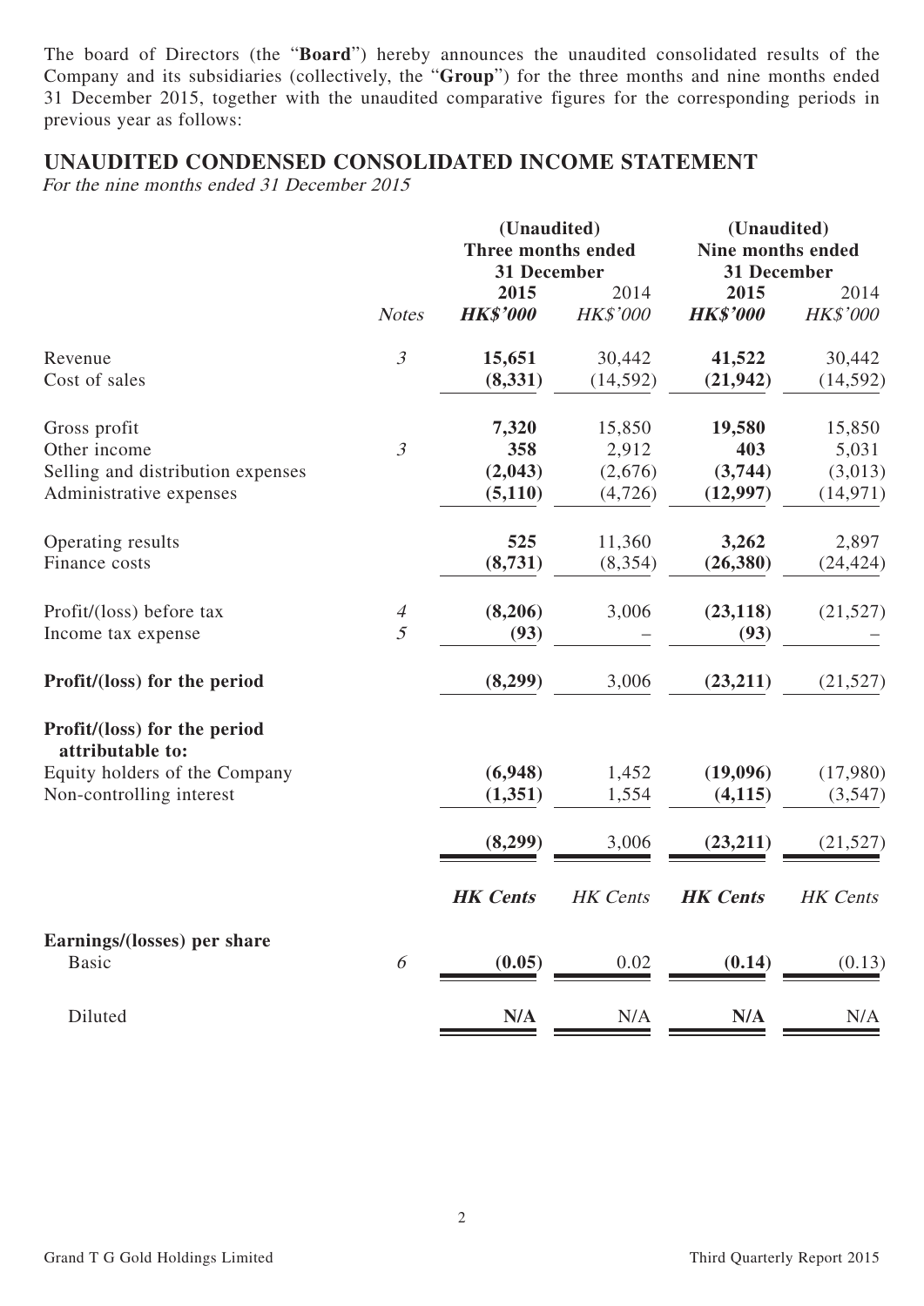The board of Directors (the "**Board**") hereby announces the unaudited consolidated results of the Company and its subsidiaries (collectively, the "**Group**") for the three months and nine months ended 31 December 2015, together with the unaudited comparative figures for the corresponding periods in previous year as follows:

## UNAUDITED CONDENSED CONSOLIDATED INCOME STATEMENT

*For the nine months ended 31 December 2015*

| | | (Unaudited) Three months ended 31 December | | (Unaudited) Nine months ended 31 December | |
|---|---|---|---|---|---|
| | | **2015** | 2014 | **2015** | 2014 |
| | *Notes* | ***HK$'000*** | *HK$'000* | ***HK$'000*** | *HK$'000* |
| Revenue | *3* | **15,651** | 30,442 | **41,522** | 30,442 |
| Cost of sales | | **(8,331)** | (14,592) | **(21,942)** | (14,592) |
| Gross profit | | **7,320** | 15,850 | **19,580** | 15,850 |
| Other income | *3* | **358** | 2,912 | **403** | 5,031 |
| Selling and distribution expenses | | **(2,043)** | (2,676) | **(3,744)** | (3,013) |
| Administrative expenses | | **(5,110)** | (4,726) | **(12,997)** | (14,971) |
| Operating results | | **525** | 11,360 | **3,262** | 2,897 |
| Finance costs | | **(8,731)** | (8,354) | **(26,380)** | (24,424) |
| Profit/(loss) before tax | *4* | **(8,206)** | 3,006 | **(23,118)** | (21,527) |
| Income tax expense | *5* | **(93)** | – | **(93)** | – |
| **Profit/(loss) for the period** | | **(8,299)** | 3,006 | **(23,211)** | (21,527) |
| **Profit/(loss) for the period attributable to:** | | | | | |
| Equity holders of the Company | | **(6,948)** | 1,452 | **(19,096)** | (17,980) |
| Non-controlling interest | | **(1,351)** | 1,554 | **(4,115)** | (3,547) |
| | | **(8,299)** | 3,006 | **(23,211)** | (21,527) |
| | | ***HK Cents*** | *HK Cents* | ***HK Cents*** | *HK Cents* |
| **Earnings/(losses) per share** | | | | | |
| Basic | *6* | **(0.05)** | 0.02 | **(0.14)** | (0.13) |
| Diluted | | **N/A** | N/A | **N/A** | N/A |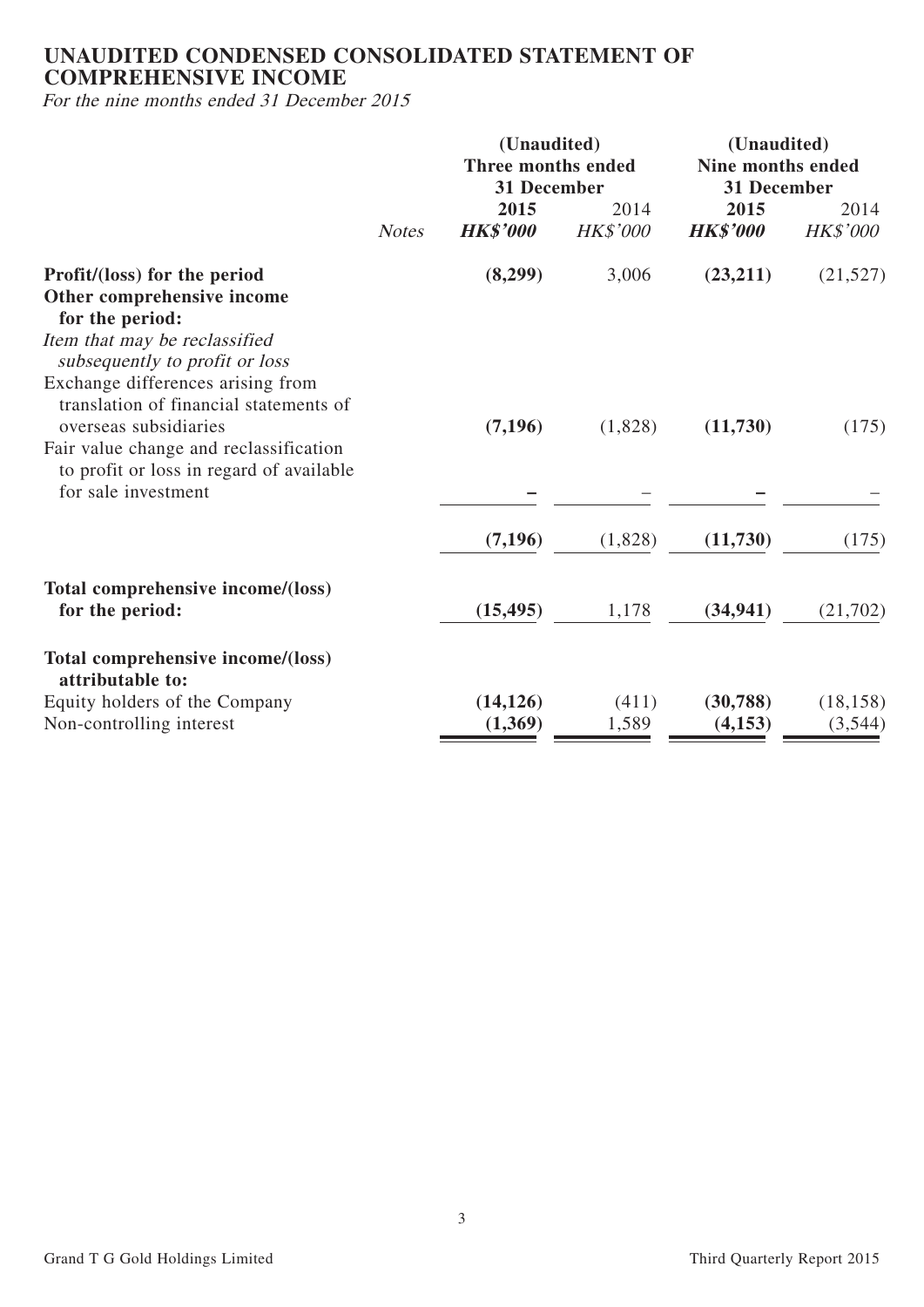# UNAUDITED CONDENSED CONSOLIDATED STATEMENT OF COMPREHENSIVE INCOME

*For the nine months ended 31 December 2015*

| | Notes | (Unaudited) Three months ended 31 December | | (Unaudited) Nine months ended 31 December | |
|---|---|---|---|---|---|
| | | **2015** | 2014 | **2015** | 2014 |
| | | ***HK$'000*** | *HK$'000* | ***HK$'000*** | *HK$'000* |
| **Profit/(loss) for the period** | | **(8,299)** | 3,006 | **(23,211)** | (21,527) |
| **Other comprehensive income for the period:** | | | | | |
| *Item that may be reclassified subsequently to profit or loss* | | | | | |
| Exchange differences arising from translation of financial statements of overseas subsidiaries | | **(7,196)** | (1,828) | **(11,730)** | (175) |
| Fair value change and reclassification to profit or loss in regard of available for sale investment | | **–** | – | **–** | – |
| | | **(7,196)** | (1,828) | **(11,730)** | (175) |
| **Total comprehensive income/(loss) for the period:** | | **(15,495)** | 1,178 | **(34,941)** | (21,702) |
| **Total comprehensive income/(loss) attributable to:** | | | | | |
| Equity holders of the Company | | **(14,126)** | (411) | **(30,788)** | (18,158) |
| Non-controlling interest | | **(1,369)** | 1,589 | **(4,153)** | (3,544) |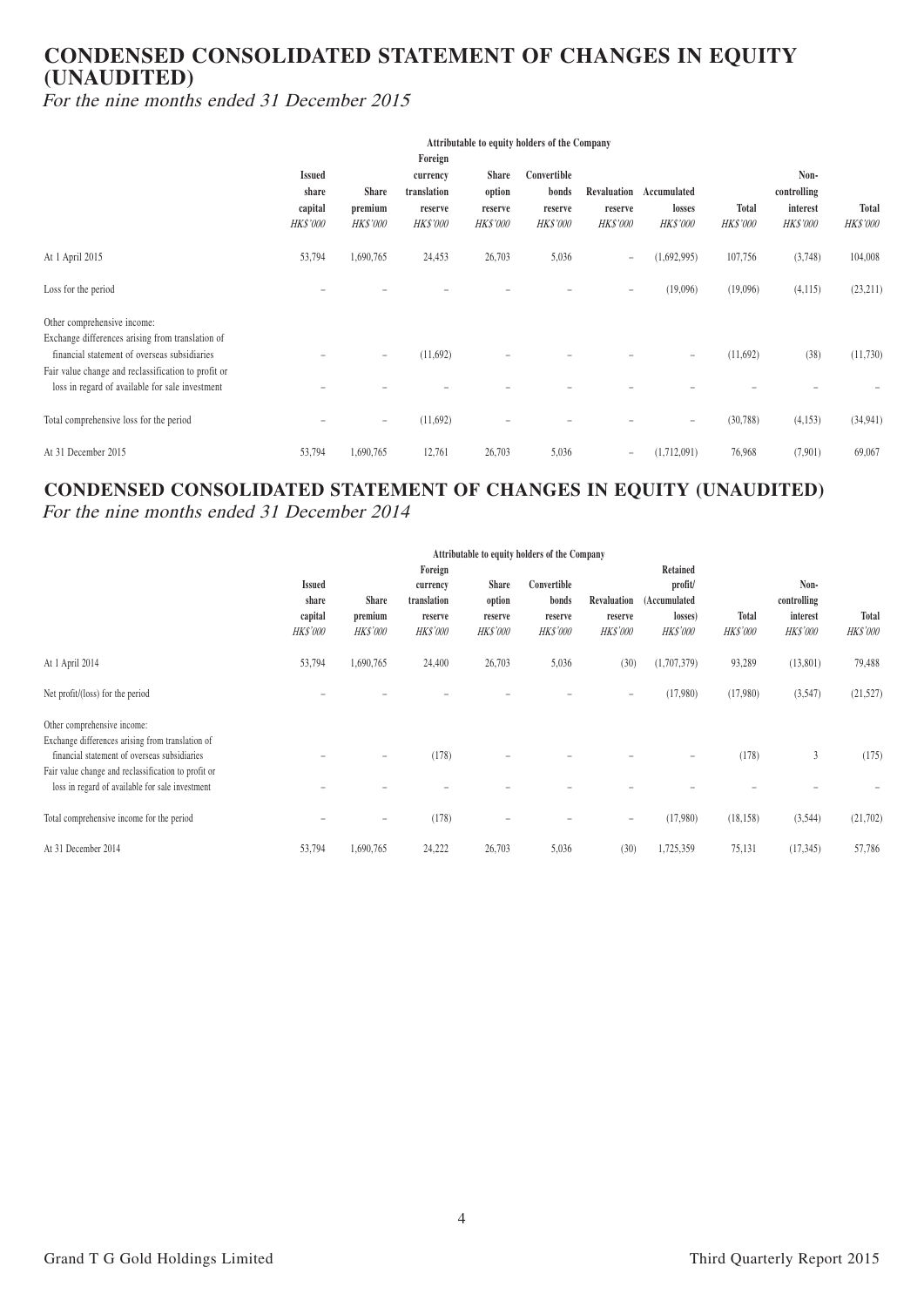# CONDENSED CONSOLIDATED STATEMENT OF CHANGES IN EQUITY (UNAUDITED)

*For the nine months ended 31 December 2015*

| | Attributable to equity holders of the Company | | | | | | | | | |
|---|---|---|---|---|---|---|---|---|---|---|
| | Issued share capital | Share premium | Foreign currency translation reserve | Share option reserve | Convertible bonds reserve | Revaluation reserve | Accumulated losses | Total | Non-controlling interest | Total |
| | *HK$'000* | *HK$'000* | *HK$'000* | *HK$'000* | *HK$'000* | *HK$'000* | *HK$'000* | *HK$'000* | *HK$'000* | *HK$'000* |
| At 1 April 2015 | 53,794 | 1,690,765 | 24,453 | 26,703 | 5,036 | – | (1,692,995) | 107,756 | (3,748) | 104,008 |
| Loss for the period | – | – | – | – | – | – | (19,096) | (19,096) | (4,115) | (23,211) |
| Other comprehensive income: | | | | | | | | | | |
| Exchange differences arising from translation of financial statement of overseas subsidiaries | – | – | (11,692) | – | – | – | – | (11,692) | (38) | (11,730) |
| Fair value change and reclassification to profit or loss in regard of available for sale investment | – | – | – | – | – | – | – | – | – | – |
| Total comprehensive loss for the period | – | – | (11,692) | – | – | – | – | (30,788) | (4,153) | (34,941) |
| At 31 December 2015 | 53,794 | 1,690,765 | 12,761 | 26,703 | 5,036 | – | (1,712,091) | 76,968 | (7,901) | 69,067 |

# CONDENSED CONSOLIDATED STATEMENT OF CHANGES IN EQUITY (UNAUDITED)

*For the nine months ended 31 December 2014*

| | Attributable to equity holders of the Company | | | | | | | | | |
|---|---|---|---|---|---|---|---|---|---|---|
| | Issued share capital | Share premium | Foreign currency translation reserve | Share option reserve | Convertible bonds reserve | Revaluation reserve | Retained profit/ (Accumulated losses) | Total | Non-controlling interest | Total |
| | *HK$'000* | *HK$'000* | *HK$'000* | *HK$'000* | *HK$'000* | *HK$'000* | *HK$'000* | *HK$'000* | *HK$'000* | *HK$'000* |
| At 1 April 2014 | 53,794 | 1,690,765 | 24,400 | 26,703 | 5,036 | (30) | (1,707,379) | 93,289 | (13,801) | 79,488 |
| Net profit/(loss) for the period | – | – | – | – | – | – | (17,980) | (17,980) | (3,547) | (21,527) |
| Other comprehensive income: | | | | | | | | | | |
| Exchange differences arising from translation of financial statement of overseas subsidiaries | – | – | (178) | – | – | – | – | (178) | 3 | (175) |
| Fair value change and reclassification to profit or loss in regard of available for sale investment | – | – | – | – | – | – | – | – | – | – |
| Total comprehensive income for the period | – | – | (178) | – | – | – | (17,980) | (18,158) | (3,544) | (21,702) |
| At 31 December 2014 | 53,794 | 1,690,765 | 24,222 | 26,703 | 5,036 | (30) | 1,725,359 | 75,131 | (17,345) | 57,786 |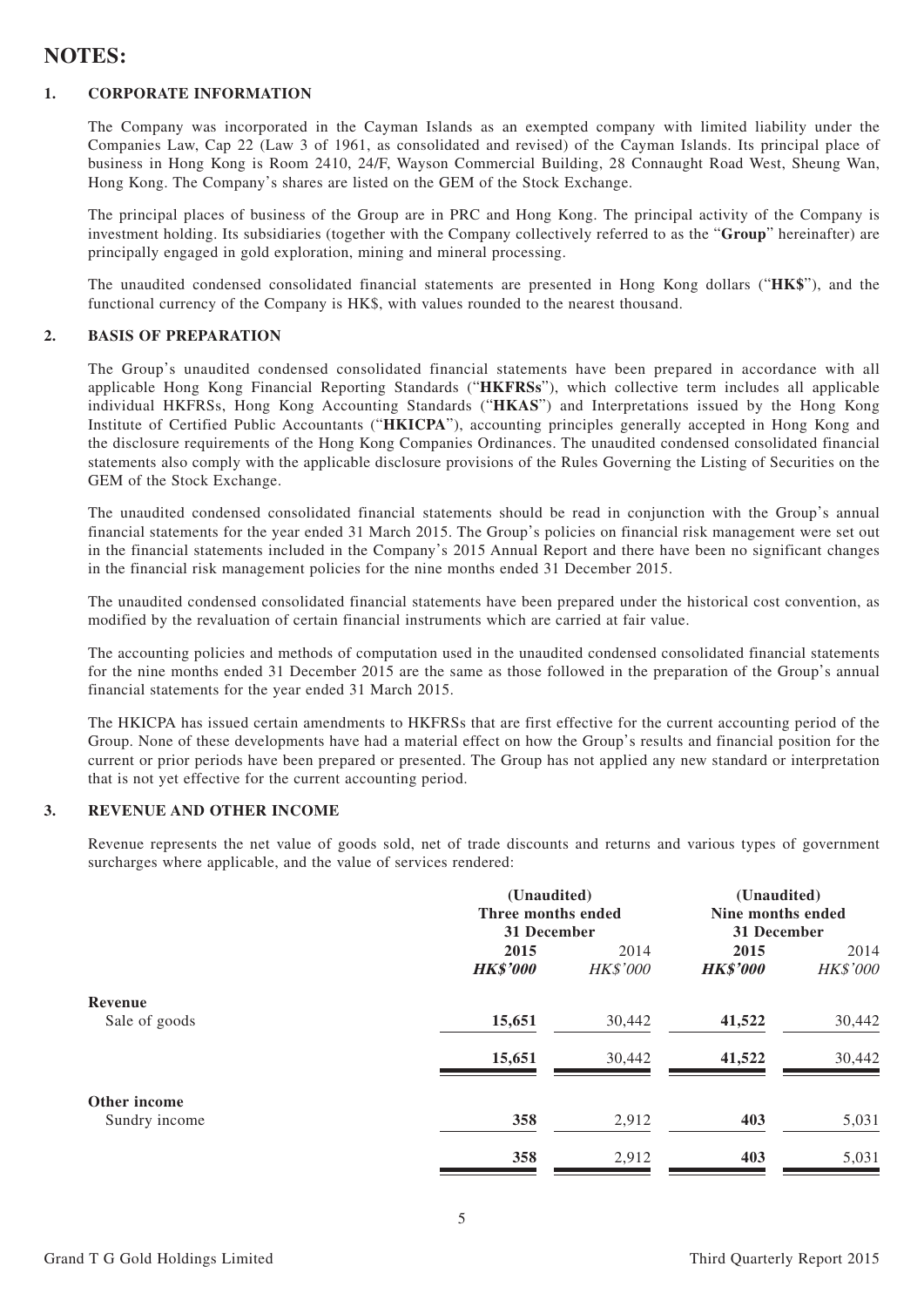# NOTES:

## 1. CORPORATE INFORMATION

The Company was incorporated in the Cayman Islands as an exempted company with limited liability under the Companies Law, Cap 22 (Law 3 of 1961, as consolidated and revised) of the Cayman Islands. Its principal place of business in Hong Kong is Room 2410, 24/F, Wayson Commercial Building, 28 Connaught Road West, Sheung Wan, Hong Kong. The Company's shares are listed on the GEM of the Stock Exchange.

The principal places of business of the Group are in PRC and Hong Kong. The principal activity of the Company is investment holding. Its subsidiaries (together with the Company collectively referred to as the "**Group**" hereinafter) are principally engaged in gold exploration, mining and mineral processing.

The unaudited condensed consolidated financial statements are presented in Hong Kong dollars ("**HK$**"), and the functional currency of the Company is HK$, with values rounded to the nearest thousand.

## 2. BASIS OF PREPARATION

The Group's unaudited condensed consolidated financial statements have been prepared in accordance with all applicable Hong Kong Financial Reporting Standards ("**HKFRSs**"), which collective term includes all applicable individual HKFRSs, Hong Kong Accounting Standards ("**HKAS**") and Interpretations issued by the Hong Kong Institute of Certified Public Accountants ("**HKICPA**"), accounting principles generally accepted in Hong Kong and the disclosure requirements of the Hong Kong Companies Ordinances. The unaudited condensed consolidated financial statements also comply with the applicable disclosure provisions of the Rules Governing the Listing of Securities on the GEM of the Stock Exchange.

The unaudited condensed consolidated financial statements should be read in conjunction with the Group's annual financial statements for the year ended 31 March 2015. The Group's policies on financial risk management were set out in the financial statements included in the Company's 2015 Annual Report and there have been no significant changes in the financial risk management policies for the nine months ended 31 December 2015.

The unaudited condensed consolidated financial statements have been prepared under the historical cost convention, as modified by the revaluation of certain financial instruments which are carried at fair value.

The accounting policies and methods of computation used in the unaudited condensed consolidated financial statements for the nine months ended 31 December 2015 are the same as those followed in the preparation of the Group's annual financial statements for the year ended 31 March 2015.

The HKICPA has issued certain amendments to HKFRSs that are first effective for the current accounting period of the Group. None of these developments have had a material effect on how the Group's results and financial position for the current or prior periods have been prepared or presented. The Group has not applied any new standard or interpretation that is not yet effective for the current accounting period.

## 3. REVENUE AND OTHER INCOME

Revenue represents the net value of goods sold, net of trade discounts and returns and various types of government surcharges where applicable, and the value of services rendered:

| | **(Unaudited) Three months ended 31 December** | | **(Unaudited) Nine months ended 31 December** | |
|---|---|---|---|---|
| | **2015** | 2014 | **2015** | 2014 |
| | ***HK$'000*** | *HK$'000* | ***HK$'000*** | *HK$'000* |
| **Revenue** | | | | |
| Sale of goods | **15,651** | 30,442 | **41,522** | 30,442 |
| | **15,651** | 30,442 | **41,522** | 30,442 |
| **Other income** | | | | |
| Sundry income | **358** | 2,912 | **403** | 5,031 |
| | **358** | 2,912 | **403** | 5,031 |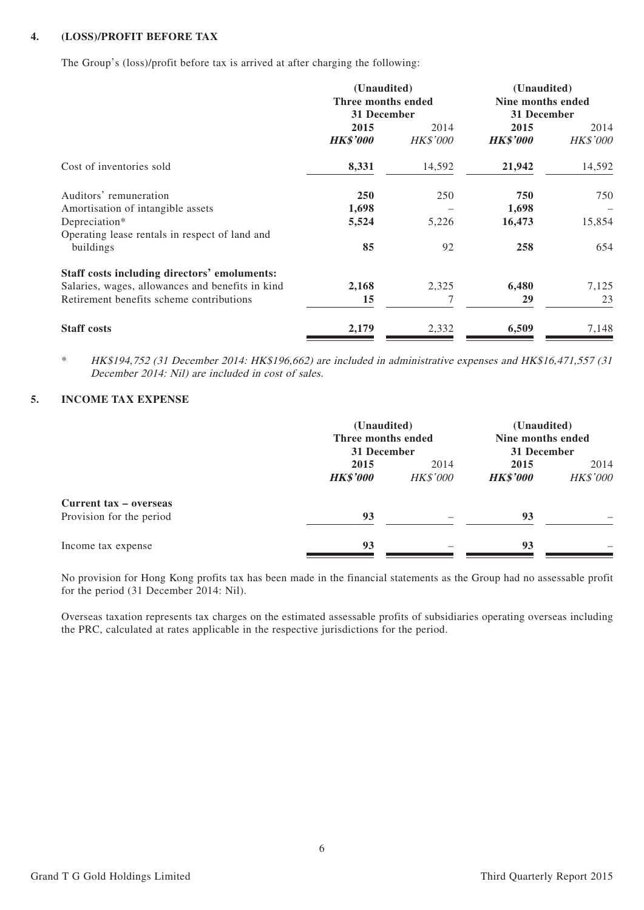**4. (LOSS)/PROFIT BEFORE TAX**

The Group's (loss)/profit before tax is arrived at after charging the following:

| | (Unaudited) Three months ended 31 December | | (Unaudited) Nine months ended 31 December | |
|---|---|---|---|---|
| | **2015** | 2014 | **2015** | 2014 |
| | ***HK$'000*** | *HK$'000* | ***HK$'000*** | *HK$'000* |
| Cost of inventories sold | **8,331** | 14,592 | **21,942** | 14,592 |
| Auditors' remuneration | **250** | 250 | **750** | 750 |
| Amortisation of intangible assets | **1,698** | – | **1,698** | – |
| Depreciation* | **5,524** | 5,226 | **16,473** | 15,854 |
| Operating lease rentals in respect of land and buildings | **85** | 92 | **258** | 654 |
| **Staff costs including directors' emoluments:** | | | | |
| Salaries, wages, allowances and benefits in kind | **2,168** | 2,325 | **6,480** | 7,125 |
| Retirement benefits scheme contributions | **15** | 7 | **29** | 23 |
| **Staff costs** | **2,179** | 2,332 | **6,509** | 7,148 |

\* *HK$194,752 (31 December 2014: HK$196,662) are included in administrative expenses and HK$16,471,557 (31 December 2014: Nil) are included in cost of sales.*

**5. INCOME TAX EXPENSE**

| | (Unaudited) Three months ended 31 December | | (Unaudited) Nine months ended 31 December | |
|---|---|---|---|---|
| | **2015** | 2014 | **2015** | 2014 |
| | ***HK$'000*** | *HK$'000* | ***HK$'000*** | *HK$'000* |
| **Current tax – overseas** | | | | |
| Provision for the period | **93** | – | **93** | – |
| Income tax expense | **93** | – | **93** | – |

No provision for Hong Kong profits tax has been made in the financial statements as the Group had no assessable profit for the period (31 December 2014: Nil).

Overseas taxation represents tax charges on the estimated assessable profits of subsidiaries operating overseas including the PRC, calculated at rates applicable in the respective jurisdictions for the period.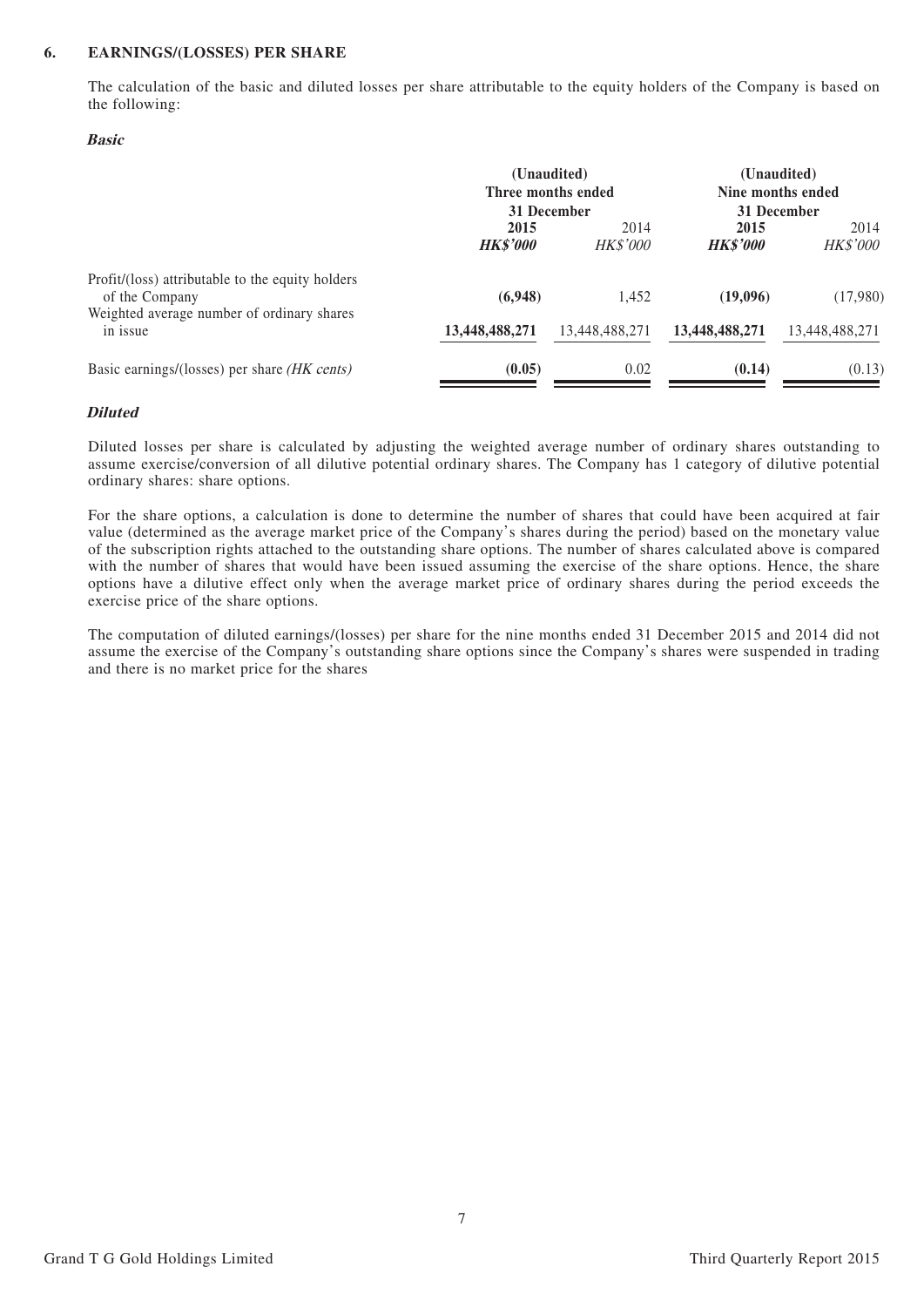## 6. EARNINGS/(LOSSES) PER SHARE

The calculation of the basic and diluted losses per share attributable to the equity holders of the Company is based on the following:

### *Basic*

| | (Unaudited) Three months ended 31 December | | (Unaudited) Nine months ended 31 December | |
|---|---|---|---|---|
| | **2015** | 2014 | **2015** | 2014 |
| | ***HK$'000*** | *HK$'000* | ***HK$'000*** | *HK$'000* |
| Profit/(loss) attributable to the equity holders of the Company | **(6,948)** | 1,452 | **(19,096)** | (17,980) |
| Weighted average number of ordinary shares in issue | **13,448,488,271** | 13,448,488,271 | **13,448,488,271** | 13,448,488,271 |
| Basic earnings/(losses) per share *(HK cents)* | **(0.05)** | 0.02 | **(0.14)** | (0.13) |

### *Diluted*

Diluted losses per share is calculated by adjusting the weighted average number of ordinary shares outstanding to assume exercise/conversion of all dilutive potential ordinary shares. The Company has 1 category of dilutive potential ordinary shares: share options.

For the share options, a calculation is done to determine the number of shares that could have been acquired at fair value (determined as the average market price of the Company's shares during the period) based on the monetary value of the subscription rights attached to the outstanding share options. The number of shares calculated above is compared with the number of shares that would have been issued assuming the exercise of the share options. Hence, the share options have a dilutive effect only when the average market price of ordinary shares during the period exceeds the exercise price of the share options.

The computation of diluted earnings/(losses) per share for the nine months ended 31 December 2015 and 2014 did not assume the exercise of the Company's outstanding share options since the Company's shares were suspended in trading and there is no market price for the shares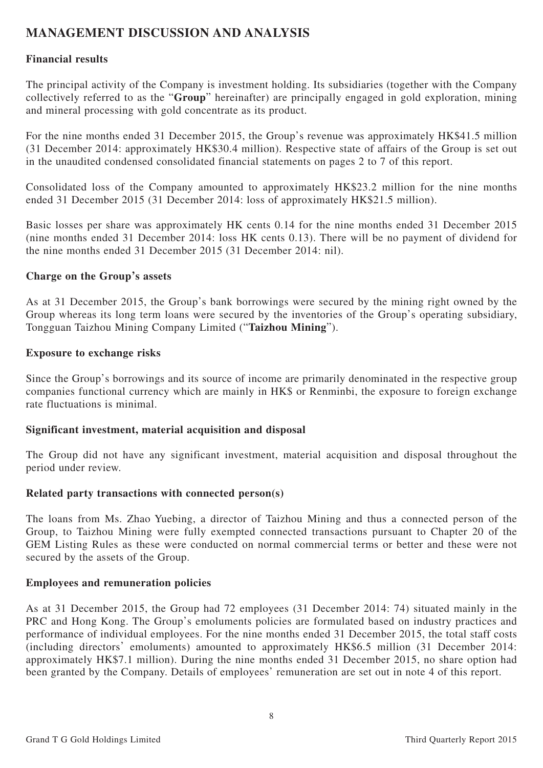## MANAGEMENT DISCUSSION AND ANALYSIS

### Financial results

The principal activity of the Company is investment holding. Its subsidiaries (together with the Company collectively referred to as the "**Group**" hereinafter) are principally engaged in gold exploration, mining and mineral processing with gold concentrate as its product.

For the nine months ended 31 December 2015, the Group's revenue was approximately HK$41.5 million (31 December 2014: approximately HK$30.4 million). Respective state of affairs of the Group is set out in the unaudited condensed consolidated financial statements on pages 2 to 7 of this report.

Consolidated loss of the Company amounted to approximately HK$23.2 million for the nine months ended 31 December 2015 (31 December 2014: loss of approximately HK$21.5 million).

Basic losses per share was approximately HK cents 0.14 for the nine months ended 31 December 2015 (nine months ended 31 December 2014: loss HK cents 0.13). There will be no payment of dividend for the nine months ended 31 December 2015 (31 December 2014: nil).

### Charge on the Group's assets

As at 31 December 2015, the Group's bank borrowings were secured by the mining right owned by the Group whereas its long term loans were secured by the inventories of the Group's operating subsidiary, Tongguan Taizhou Mining Company Limited ("**Taizhou Mining**").

### Exposure to exchange risks

Since the Group's borrowings and its source of income are primarily denominated in the respective group companies functional currency which are mainly in HK$ or Renminbi, the exposure to foreign exchange rate fluctuations is minimal.

### Significant investment, material acquisition and disposal

The Group did not have any significant investment, material acquisition and disposal throughout the period under review.

### Related party transactions with connected person(s)

The loans from Ms. Zhao Yuebing, a director of Taizhou Mining and thus a connected person of the Group, to Taizhou Mining were fully exempted connected transactions pursuant to Chapter 20 of the GEM Listing Rules as these were conducted on normal commercial terms or better and these were not secured by the assets of the Group.

### Employees and remuneration policies

As at 31 December 2015, the Group had 72 employees (31 December 2014: 74) situated mainly in the PRC and Hong Kong. The Group's emoluments policies are formulated based on industry practices and performance of individual employees. For the nine months ended 31 December 2015, the total staff costs (including directors' emoluments) amounted to approximately HK$6.5 million (31 December 2014: approximately HK$7.1 million). During the nine months ended 31 December 2015, no share option had been granted by the Company. Details of employees' remuneration are set out in note 4 of this report.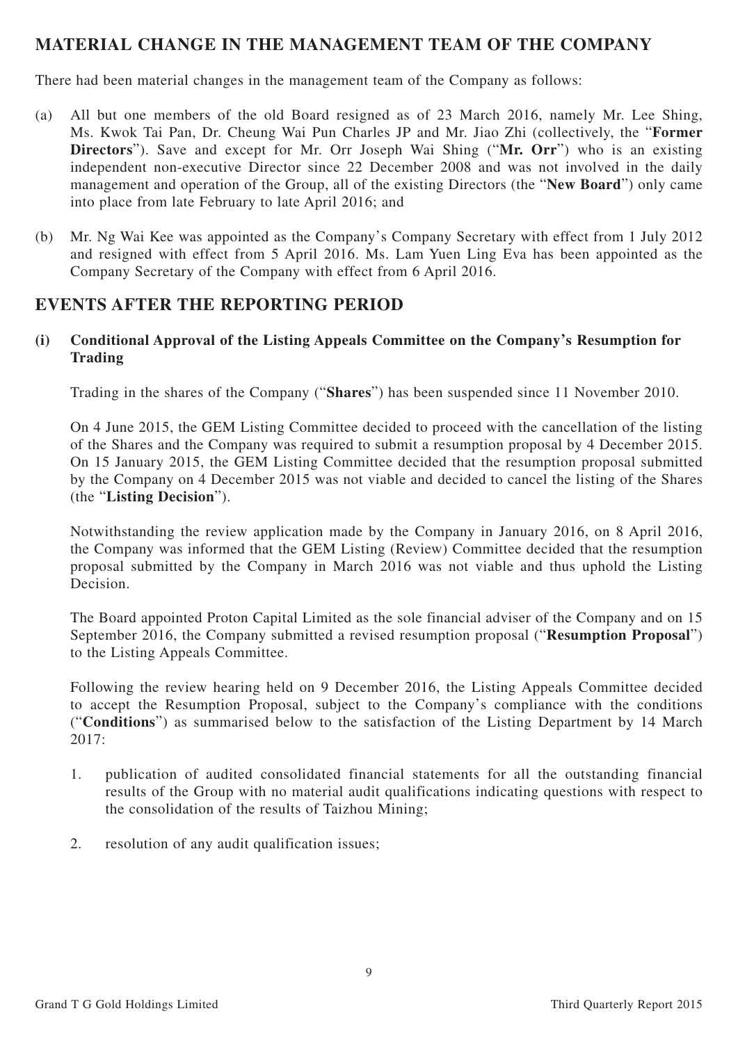## MATERIAL CHANGE IN THE MANAGEMENT TEAM OF THE COMPANY

There had been material changes in the management team of the Company as follows:

(a) All but one members of the old Board resigned as of 23 March 2016, namely Mr. Lee Shing, Ms. Kwok Tai Pan, Dr. Cheung Wai Pun Charles JP and Mr. Jiao Zhi (collectively, the "**Former Directors**"). Save and except for Mr. Orr Joseph Wai Shing ("**Mr. Orr**") who is an existing independent non-executive Director since 22 December 2008 and was not involved in the daily management and operation of the Group, all of the existing Directors (the "**New Board**") only came into place from late February to late April 2016; and

(b) Mr. Ng Wai Kee was appointed as the Company's Company Secretary with effect from 1 July 2012 and resigned with effect from 5 April 2016. Ms. Lam Yuen Ling Eva has been appointed as the Company Secretary of the Company with effect from 6 April 2016.

## EVENTS AFTER THE REPORTING PERIOD

### (i) Conditional Approval of the Listing Appeals Committee on the Company's Resumption for Trading

Trading in the shares of the Company ("**Shares**") has been suspended since 11 November 2010.

On 4 June 2015, the GEM Listing Committee decided to proceed with the cancellation of the listing of the Shares and the Company was required to submit a resumption proposal by 4 December 2015. On 15 January 2015, the GEM Listing Committee decided that the resumption proposal submitted by the Company on 4 December 2015 was not viable and decided to cancel the listing of the Shares (the "**Listing Decision**").

Notwithstanding the review application made by the Company in January 2016, on 8 April 2016, the Company was informed that the GEM Listing (Review) Committee decided that the resumption proposal submitted by the Company in March 2016 was not viable and thus uphold the Listing Decision.

The Board appointed Proton Capital Limited as the sole financial adviser of the Company and on 15 September 2016, the Company submitted a revised resumption proposal ("**Resumption Proposal**") to the Listing Appeals Committee.

Following the review hearing held on 9 December 2016, the Listing Appeals Committee decided to accept the Resumption Proposal, subject to the Company's compliance with the conditions ("**Conditions**") as summarised below to the satisfaction of the Listing Department by 14 March 2017:

1. publication of audited consolidated financial statements for all the outstanding financial results of the Group with no material audit qualifications indicating questions with respect to the consolidation of the results of Taizhou Mining;

2. resolution of any audit qualification issues;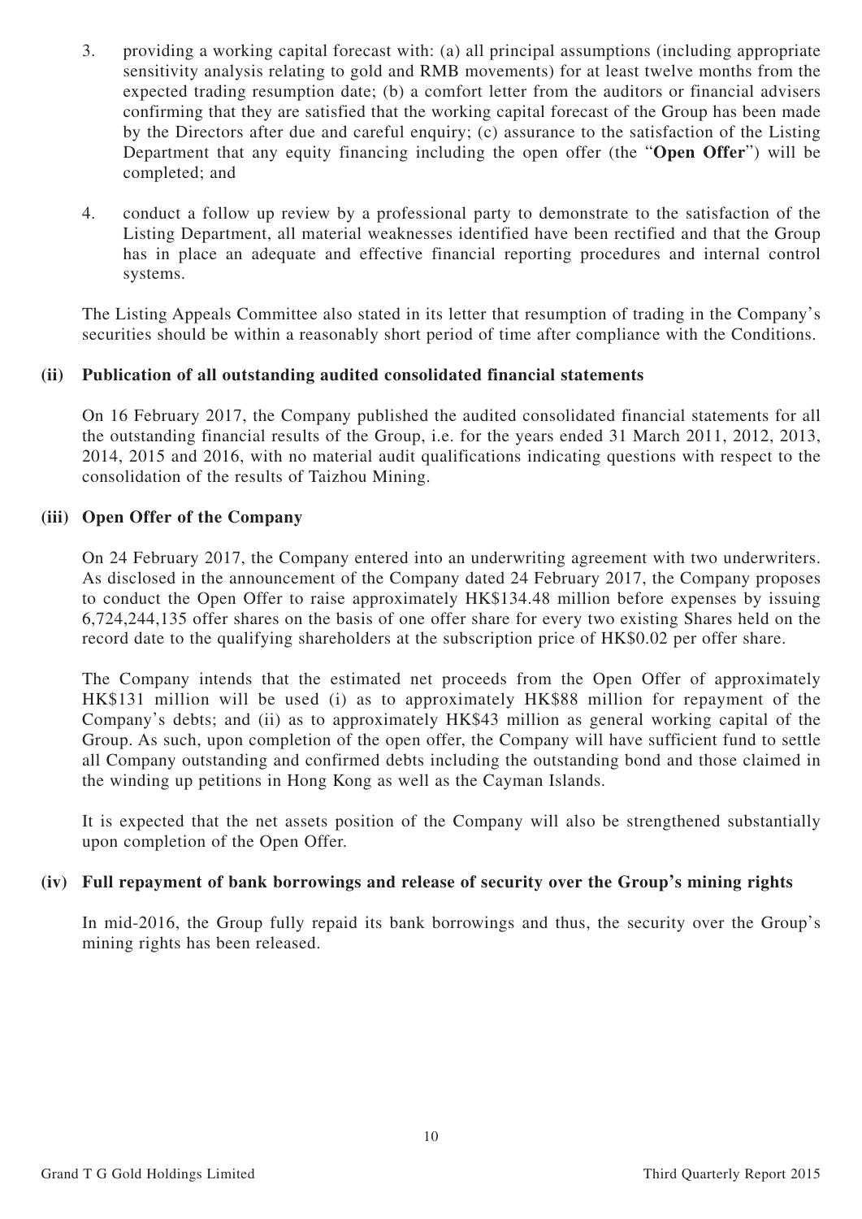3. providing a working capital forecast with: (a) all principal assumptions (including appropriate sensitivity analysis relating to gold and RMB movements) for at least twelve months from the expected trading resumption date; (b) a comfort letter from the auditors or financial advisers confirming that they are satisfied that the working capital forecast of the Group has been made by the Directors after due and careful enquiry; (c) assurance to the satisfaction of the Listing Department that any equity financing including the open offer (the "**Open Offer**") will be completed; and

4. conduct a follow up review by a professional party to demonstrate to the satisfaction of the Listing Department, all material weaknesses identified have been rectified and that the Group has in place an adequate and effective financial reporting procedures and internal control systems.

The Listing Appeals Committee also stated in its letter that resumption of trading in the Company's securities should be within a reasonably short period of time after compliance with the Conditions.

**(ii) Publication of all outstanding audited consolidated financial statements**

On 16 February 2017, the Company published the audited consolidated financial statements for all the outstanding financial results of the Group, i.e. for the years ended 31 March 2011, 2012, 2013, 2014, 2015 and 2016, with no material audit qualifications indicating questions with respect to the consolidation of the results of Taizhou Mining.

**(iii) Open Offer of the Company**

On 24 February 2017, the Company entered into an underwriting agreement with two underwriters. As disclosed in the announcement of the Company dated 24 February 2017, the Company proposes to conduct the Open Offer to raise approximately HK$134.48 million before expenses by issuing 6,724,244,135 offer shares on the basis of one offer share for every two existing Shares held on the record date to the qualifying shareholders at the subscription price of HK$0.02 per offer share.

The Company intends that the estimated net proceeds from the Open Offer of approximately HK$131 million will be used (i) as to approximately HK$88 million for repayment of the Company's debts; and (ii) as to approximately HK$43 million as general working capital of the Group. As such, upon completion of the open offer, the Company will have sufficient fund to settle all Company outstanding and confirmed debts including the outstanding bond and those claimed in the winding up petitions in Hong Kong as well as the Cayman Islands.

It is expected that the net assets position of the Company will also be strengthened substantially upon completion of the Open Offer.

**(iv) Full repayment of bank borrowings and release of security over the Group's mining rights**

In mid-2016, the Group fully repaid its bank borrowings and thus, the security over the Group's mining rights has been released.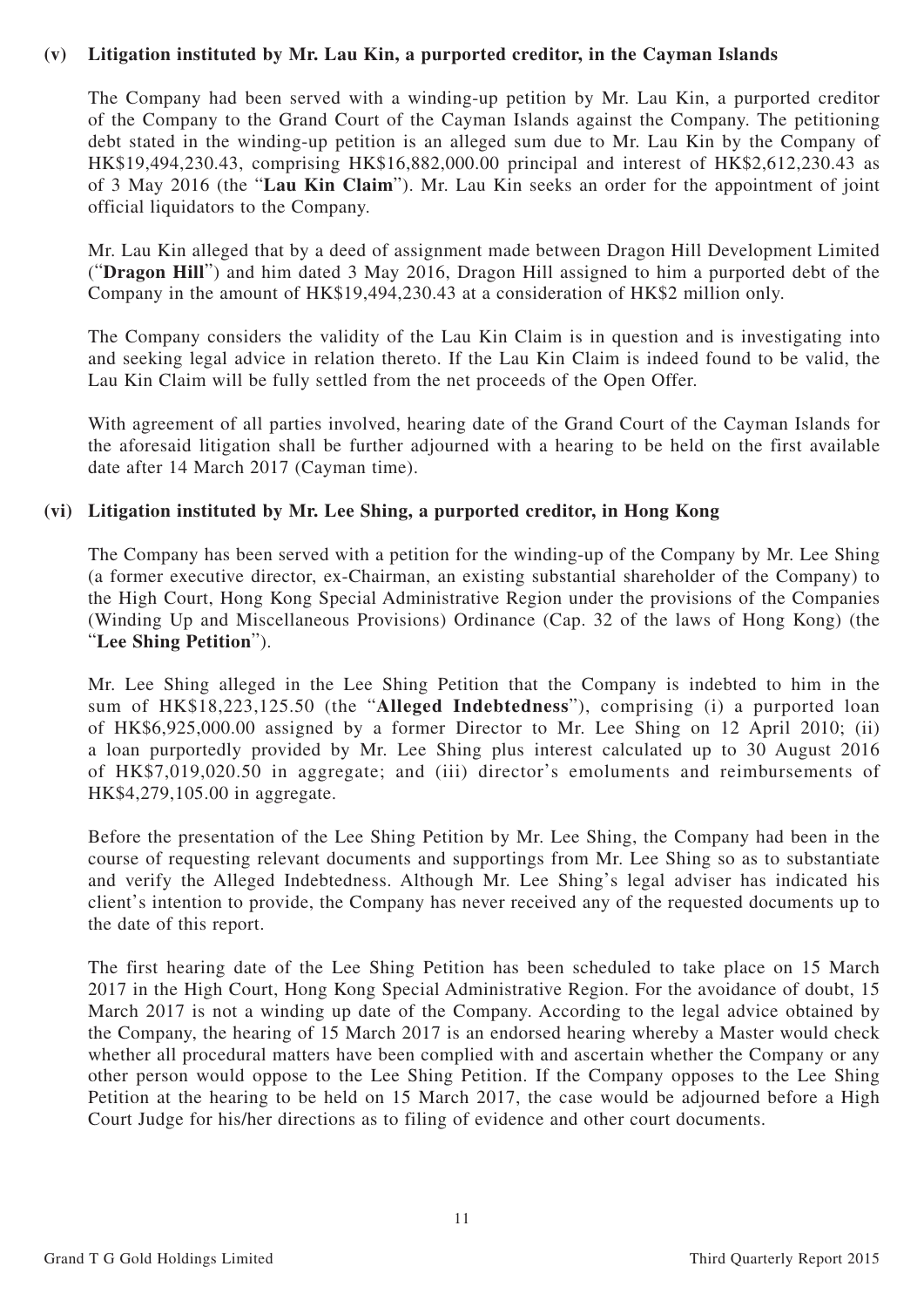### (v) Litigation instituted by Mr. Lau Kin, a purported creditor, in the Cayman Islands

The Company had been served with a winding-up petition by Mr. Lau Kin, a purported creditor of the Company to the Grand Court of the Cayman Islands against the Company. The petitioning debt stated in the winding-up petition is an alleged sum due to Mr. Lau Kin by the Company of HK$19,494,230.43, comprising HK$16,882,000.00 principal and interest of HK$2,612,230.43 as of 3 May 2016 (the "**Lau Kin Claim**"). Mr. Lau Kin seeks an order for the appointment of joint official liquidators to the Company.

Mr. Lau Kin alleged that by a deed of assignment made between Dragon Hill Development Limited ("**Dragon Hill**") and him dated 3 May 2016, Dragon Hill assigned to him a purported debt of the Company in the amount of HK$19,494,230.43 at a consideration of HK$2 million only.

The Company considers the validity of the Lau Kin Claim is in question and is investigating into and seeking legal advice in relation thereto. If the Lau Kin Claim is indeed found to be valid, the Lau Kin Claim will be fully settled from the net proceeds of the Open Offer.

With agreement of all parties involved, hearing date of the Grand Court of the Cayman Islands for the aforesaid litigation shall be further adjourned with a hearing to be held on the first available date after 14 March 2017 (Cayman time).

### (vi) Litigation instituted by Mr. Lee Shing, a purported creditor, in Hong Kong

The Company has been served with a petition for the winding-up of the Company by Mr. Lee Shing (a former executive director, ex-Chairman, an existing substantial shareholder of the Company) to the High Court, Hong Kong Special Administrative Region under the provisions of the Companies (Winding Up and Miscellaneous Provisions) Ordinance (Cap. 32 of the laws of Hong Kong) (the "**Lee Shing Petition**").

Mr. Lee Shing alleged in the Lee Shing Petition that the Company is indebted to him in the sum of HK$18,223,125.50 (the "**Alleged Indebtedness**"), comprising (i) a purported loan of HK$6,925,000.00 assigned by a former Director to Mr. Lee Shing on 12 April 2010; (ii) a loan purportedly provided by Mr. Lee Shing plus interest calculated up to 30 August 2016 of HK$7,019,020.50 in aggregate; and (iii) director's emoluments and reimbursements of HK$4,279,105.00 in aggregate.

Before the presentation of the Lee Shing Petition by Mr. Lee Shing, the Company had been in the course of requesting relevant documents and supportings from Mr. Lee Shing so as to substantiate and verify the Alleged Indebtedness. Although Mr. Lee Shing's legal adviser has indicated his client's intention to provide, the Company has never received any of the requested documents up to the date of this report.

The first hearing date of the Lee Shing Petition has been scheduled to take place on 15 March 2017 in the High Court, Hong Kong Special Administrative Region. For the avoidance of doubt, 15 March 2017 is not a winding up date of the Company. According to the legal advice obtained by the Company, the hearing of 15 March 2017 is an endorsed hearing whereby a Master would check whether all procedural matters have been complied with and ascertain whether the Company or any other person would oppose to the Lee Shing Petition. If the Company opposes to the Lee Shing Petition at the hearing to be held on 15 March 2017, the case would be adjourned before a High Court Judge for his/her directions as to filing of evidence and other court documents.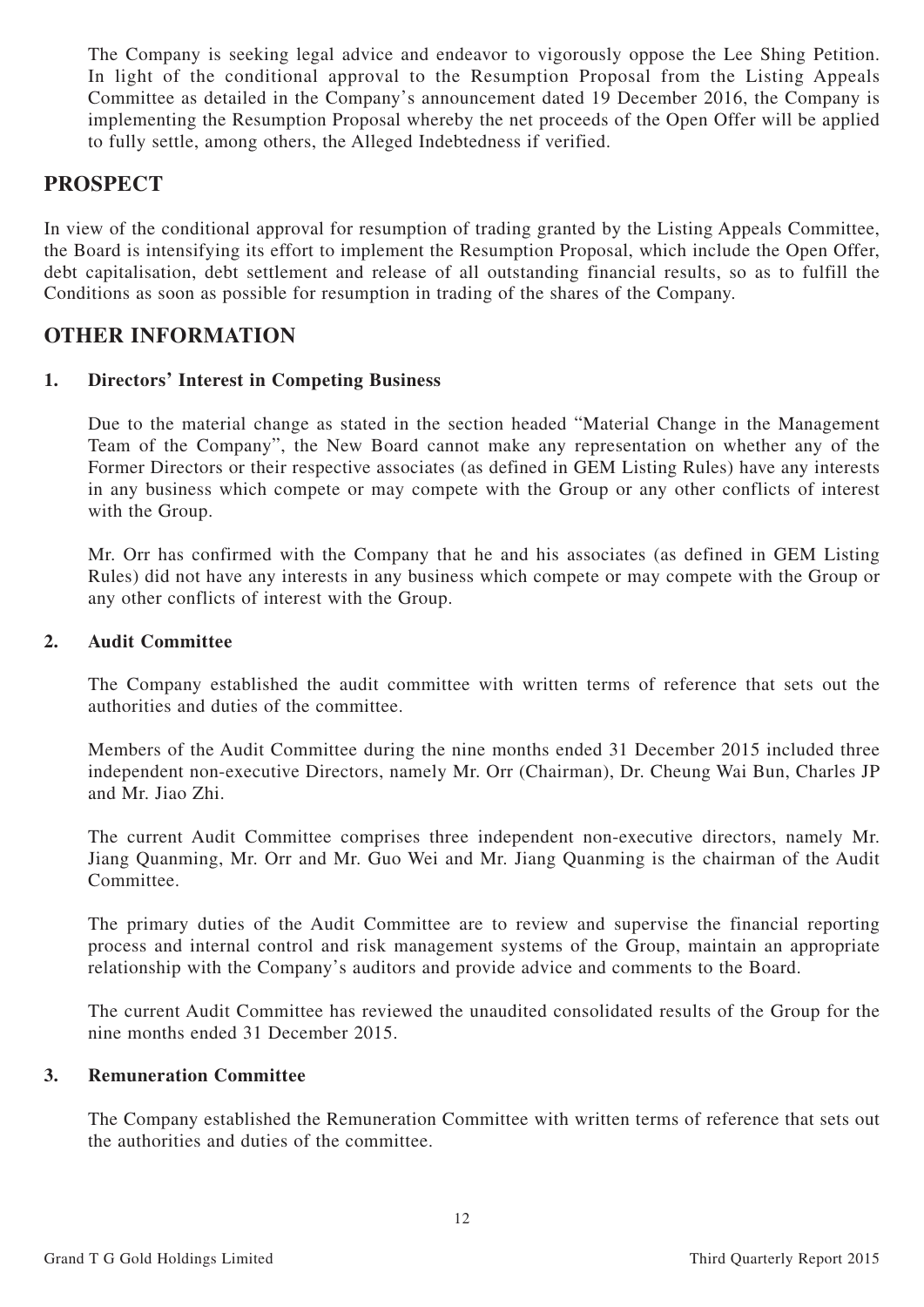The Company is seeking legal advice and endeavor to vigorously oppose the Lee Shing Petition. In light of the conditional approval to the Resumption Proposal from the Listing Appeals Committee as detailed in the Company's announcement dated 19 December 2016, the Company is implementing the Resumption Proposal whereby the net proceeds of the Open Offer will be applied to fully settle, among others, the Alleged Indebtedness if verified.

## PROSPECT

In view of the conditional approval for resumption of trading granted by the Listing Appeals Committee, the Board is intensifying its effort to implement the Resumption Proposal, which include the Open Offer, debt capitalisation, debt settlement and release of all outstanding financial results, so as to fulfill the Conditions as soon as possible for resumption in trading of the shares of the Company.

## OTHER INFORMATION

### 1. Directors' Interest in Competing Business

Due to the material change as stated in the section headed "Material Change in the Management Team of the Company", the New Board cannot make any representation on whether any of the Former Directors or their respective associates (as defined in GEM Listing Rules) have any interests in any business which compete or may compete with the Group or any other conflicts of interest with the Group.

Mr. Orr has confirmed with the Company that he and his associates (as defined in GEM Listing Rules) did not have any interests in any business which compete or may compete with the Group or any other conflicts of interest with the Group.

### 2. Audit Committee

The Company established the audit committee with written terms of reference that sets out the authorities and duties of the committee.

Members of the Audit Committee during the nine months ended 31 December 2015 included three independent non-executive Directors, namely Mr. Orr (Chairman), Dr. Cheung Wai Bun, Charles JP and Mr. Jiao Zhi.

The current Audit Committee comprises three independent non-executive directors, namely Mr. Jiang Quanming, Mr. Orr and Mr. Guo Wei and Mr. Jiang Quanming is the chairman of the Audit Committee.

The primary duties of the Audit Committee are to review and supervise the financial reporting process and internal control and risk management systems of the Group, maintain an appropriate relationship with the Company's auditors and provide advice and comments to the Board.

The current Audit Committee has reviewed the unaudited consolidated results of the Group for the nine months ended 31 December 2015.

### 3. Remuneration Committee

The Company established the Remuneration Committee with written terms of reference that sets out the authorities and duties of the committee.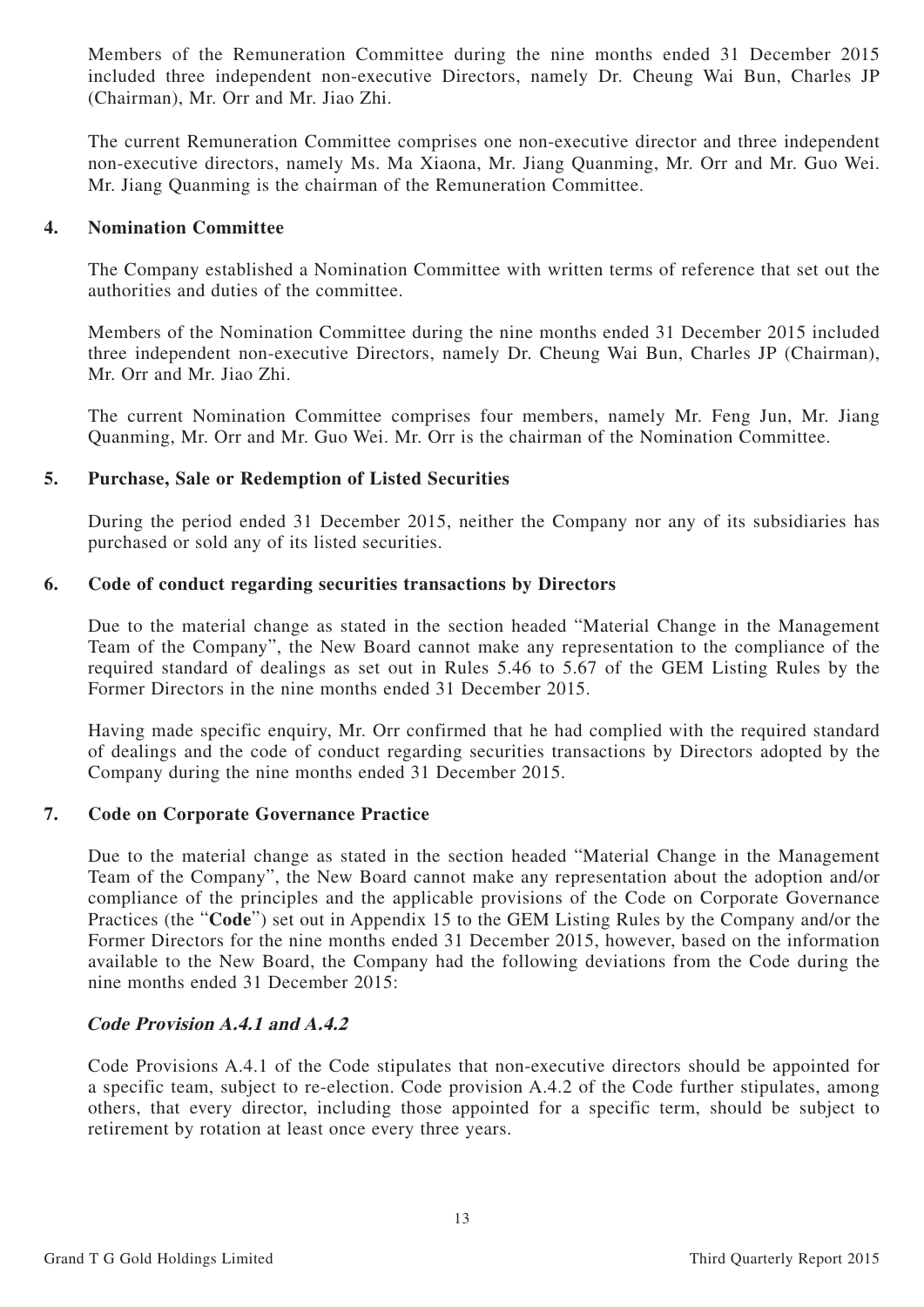Members of the Remuneration Committee during the nine months ended 31 December 2015 included three independent non-executive Directors, namely Dr. Cheung Wai Bun, Charles JP (Chairman), Mr. Orr and Mr. Jiao Zhi.

The current Remuneration Committee comprises one non-executive director and three independent non-executive directors, namely Ms. Ma Xiaona, Mr. Jiang Quanming, Mr. Orr and Mr. Guo Wei. Mr. Jiang Quanming is the chairman of the Remuneration Committee.

## 4. Nomination Committee

The Company established a Nomination Committee with written terms of reference that set out the authorities and duties of the committee.

Members of the Nomination Committee during the nine months ended 31 December 2015 included three independent non-executive Directors, namely Dr. Cheung Wai Bun, Charles JP (Chairman), Mr. Orr and Mr. Jiao Zhi.

The current Nomination Committee comprises four members, namely Mr. Feng Jun, Mr. Jiang Quanming, Mr. Orr and Mr. Guo Wei. Mr. Orr is the chairman of the Nomination Committee.

## 5. Purchase, Sale or Redemption of Listed Securities

During the period ended 31 December 2015, neither the Company nor any of its subsidiaries has purchased or sold any of its listed securities.

## 6. Code of conduct regarding securities transactions by Directors

Due to the material change as stated in the section headed "Material Change in the Management Team of the Company", the New Board cannot make any representation to the compliance of the required standard of dealings as set out in Rules 5.46 to 5.67 of the GEM Listing Rules by the Former Directors in the nine months ended 31 December 2015.

Having made specific enquiry, Mr. Orr confirmed that he had complied with the required standard of dealings and the code of conduct regarding securities transactions by Directors adopted by the Company during the nine months ended 31 December 2015.

## 7. Code on Corporate Governance Practice

Due to the material change as stated in the section headed "Material Change in the Management Team of the Company", the New Board cannot make any representation about the adoption and/or compliance of the principles and the applicable provisions of the Code on Corporate Governance Practices (the "**Code**") set out in Appendix 15 to the GEM Listing Rules by the Company and/or the Former Directors for the nine months ended 31 December 2015, however, based on the information available to the New Board, the Company had the following deviations from the Code during the nine months ended 31 December 2015:

### *Code Provision A.4.1 and A.4.2*

Code Provisions A.4.1 of the Code stipulates that non-executive directors should be appointed for a specific team, subject to re-election. Code provision A.4.2 of the Code further stipulates, among others, that every director, including those appointed for a specific term, should be subject to retirement by rotation at least once every three years.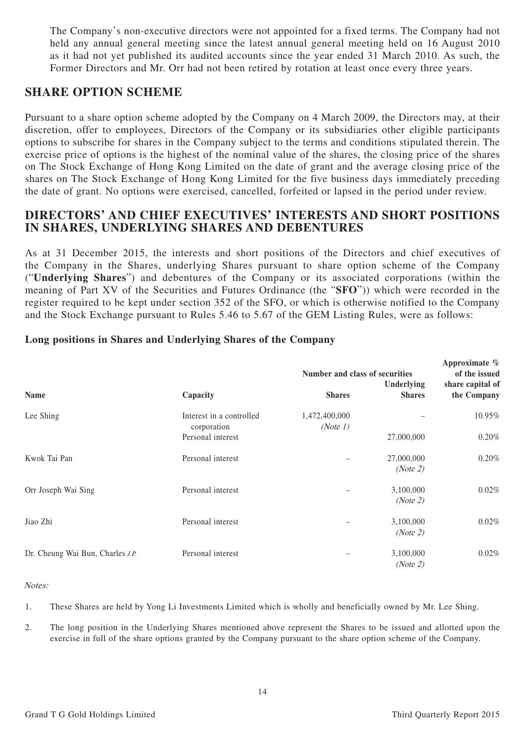The Company's non-executive directors were not appointed for a fixed terms. The Company had not held any annual general meeting since the latest annual general meeting held on 16 August 2010 as it had not yet published its audited accounts since the year ended 31 March 2010. As such, the Former Directors and Mr. Orr had not been retired by rotation at least once every three years.

## SHARE OPTION SCHEME

Pursuant to a share option scheme adopted by the Company on 4 March 2009, the Directors may, at their discretion, offer to employees, Directors of the Company or its subsidiaries other eligible participants options to subscribe for shares in the Company subject to the terms and conditions stipulated therein. The exercise price of options is the highest of the nominal value of the shares, the closing price of the shares on The Stock Exchange of Hong Kong Limited on the date of grant and the average closing price of the shares on The Stock Exchange of Hong Kong Limited for the five business days immediately preceding the date of grant. No options were exercised, cancelled, forfeited or lapsed in the period under review.

## DIRECTORS' AND CHIEF EXECUTIVES' INTERESTS AND SHORT POSITIONS IN SHARES, UNDERLYING SHARES AND DEBENTURES

As at 31 December 2015, the interests and short positions of the Directors and chief executives of the Company in the Shares, underlying Shares pursuant to share option scheme of the Company ("**Underlying Shares**") and debentures of the Company or its associated corporations (within the meaning of Part XV of the Securities and Futures Ordinance (the "**SFO**")) which were recorded in the register required to be kept under section 352 of the SFO, or which is otherwise notified to the Company and the Stock Exchange pursuant to Rules 5.46 to 5.67 of the GEM Listing Rules, were as follows:

### Long positions in Shares and Underlying Shares of the Company

| Name | Capacity | Number and class of securities | | Approximate % of the issued share capital of the Company |
|---|---|---|---|---|
| | | Shares | Underlying Shares | |
| Lee Shing | Interest in a controlled corporation | 1,472,400,000 *(Note 1)* | – | 10.95% |
| | Personal interest | | 27,000,000 | 0.20% |
| Kwok Tai Pan | Personal interest | – | 27,000,000 *(Note 2)* | 0.20% |
| Orr Joseph Wai Sing | Personal interest | – | 3,100,000 *(Note 2)* | 0.02% |
| Jiao Zhi | Personal interest | – | 3,100,000 *(Note 2)* | 0.02% |
| Dr. Cheung Wai Bun, Charles *J.P.* | Personal interest | – | 3,100,000 *(Note 2)* | 0.02% |

*Notes:*

1. These Shares are held by Yong Li Investments Limited which is wholly and beneficially owned by Mr. Lee Shing.

2. The long position in the Underlying Shares mentioned above represent the Shares to be issued and allotted upon the exercise in full of the share options granted by the Company pursuant to the share option scheme of the Company.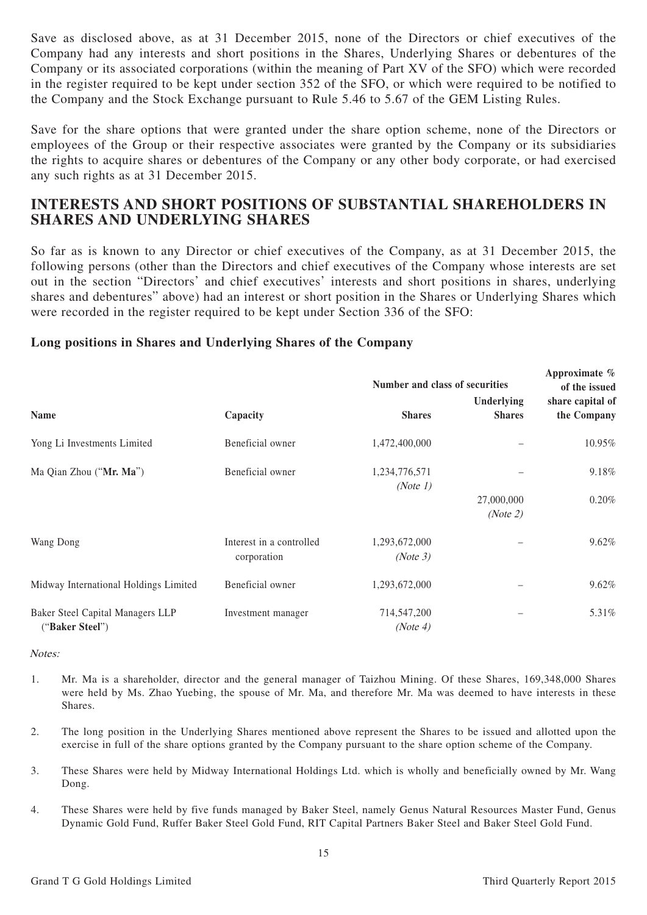Save as disclosed above, as at 31 December 2015, none of the Directors or chief executives of the Company had any interests and short positions in the Shares, Underlying Shares or debentures of the Company or its associated corporations (within the meaning of Part XV of the SFO) which were recorded in the register required to be kept under section 352 of the SFO, or which were required to be notified to the Company and the Stock Exchange pursuant to Rule 5.46 to 5.67 of the GEM Listing Rules.

Save for the share options that were granted under the share option scheme, none of the Directors or employees of the Group or their respective associates were granted by the Company or its subsidiaries the rights to acquire shares or debentures of the Company or any other body corporate, or had exercised any such rights as at 31 December 2015.

## INTERESTS AND SHORT POSITIONS OF SUBSTANTIAL SHAREHOLDERS IN SHARES AND UNDERLYING SHARES

So far as is known to any Director or chief executives of the Company, as at 31 December 2015, the following persons (other than the Directors and chief executives of the Company whose interests are set out in the section "Directors' and chief executives' interests and short positions in shares, underlying shares and debentures" above) had an interest or short position in the Shares or Underlying Shares which were recorded in the register required to be kept under Section 336 of the SFO:

### Long positions in Shares and Underlying Shares of the Company

| Name | Capacity | Number and class of securities | | Approximate % of the issued share capital of the Company |
|---|---|---|---|---|
| | | Shares | Underlying Shares | |
| Yong Li Investments Limited | Beneficial owner | 1,472,400,000 | – | 10.95% |
| Ma Qian Zhou ("**Mr. Ma**") | Beneficial owner | 1,234,776,571 *(Note 1)* | – | 9.18% |
| | | | 27,000,000 *(Note 2)* | 0.20% |
| Wang Dong | Interest in a controlled corporation | 1,293,672,000 *(Note 3)* | – | 9.62% |
| Midway International Holdings Limited | Beneficial owner | 1,293,672,000 | – | 9.62% |
| Baker Steel Capital Managers LLP ("**Baker Steel**") | Investment manager | 714,547,200 *(Note 4)* | – | 5.31% |

*Notes:*

1. Mr. Ma is a shareholder, director and the general manager of Taizhou Mining. Of these Shares, 169,348,000 Shares were held by Ms. Zhao Yuebing, the spouse of Mr. Ma, and therefore Mr. Ma was deemed to have interests in these Shares.

2. The long position in the Underlying Shares mentioned above represent the Shares to be issued and allotted upon the exercise in full of the share options granted by the Company pursuant to the share option scheme of the Company.

3. These Shares were held by Midway International Holdings Ltd. which is wholly and beneficially owned by Mr. Wang Dong.

4. These Shares were held by five funds managed by Baker Steel, namely Genus Natural Resources Master Fund, Genus Dynamic Gold Fund, Ruffer Baker Steel Gold Fund, RIT Capital Partners Baker Steel and Baker Steel Gold Fund.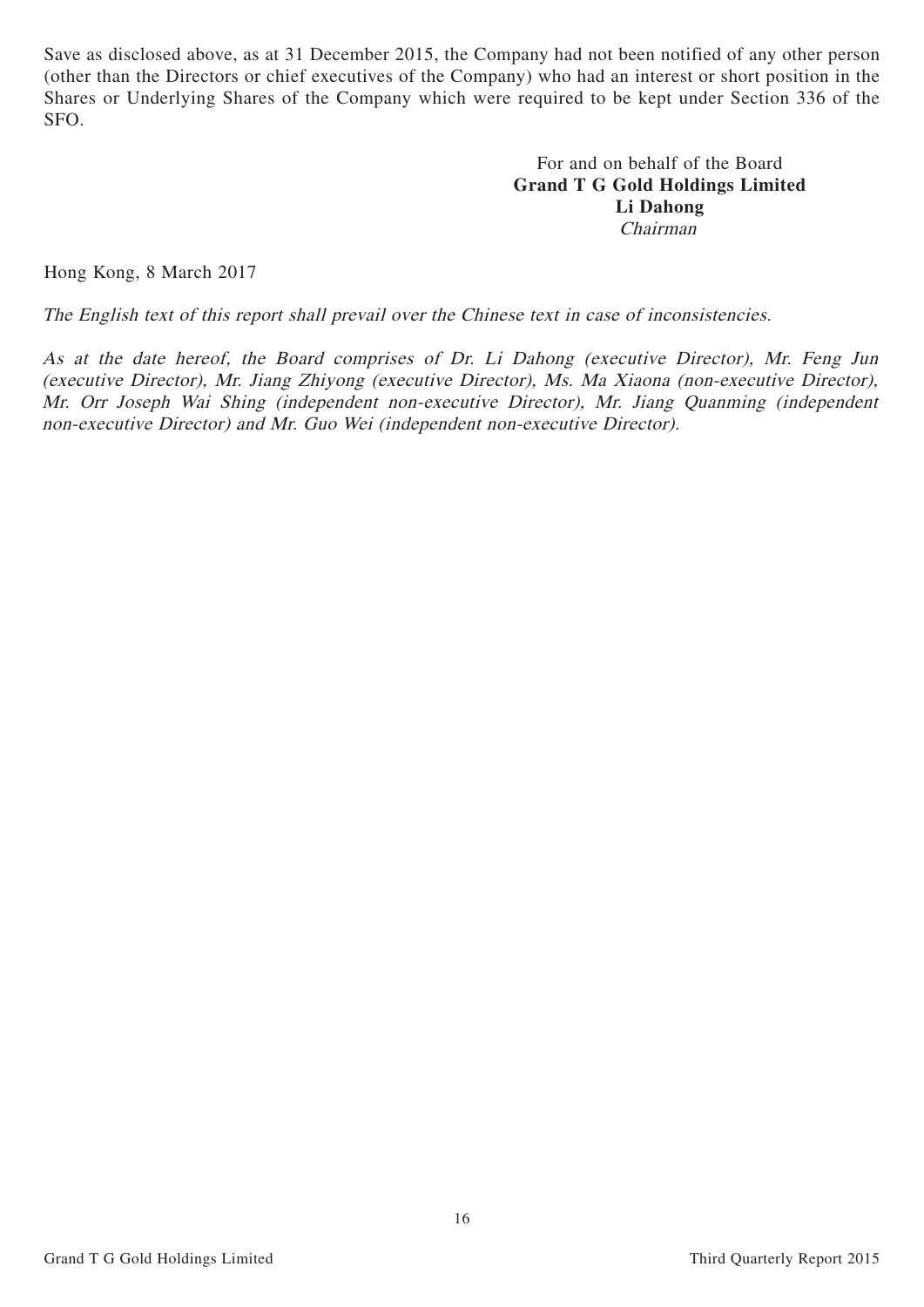Save as disclosed above, as at 31 December 2015, the Company had not been notified of any other person (other than the Directors or chief executives of the Company) who had an interest or short position in the Shares or Underlying Shares of the Company which were required to be kept under Section 336 of the SFO.

For and on behalf of the Board
**Grand T G Gold Holdings Limited**
**Li Dahong**
*Chairman*

Hong Kong, 8 March 2017

*The English text of this report shall prevail over the Chinese text in case of inconsistencies.*

*As at the date hereof, the Board comprises of Dr. Li Dahong (executive Director), Mr. Feng Jun (executive Director), Mr. Jiang Zhiyong (executive Director), Ms. Ma Xiaona (non-executive Director), Mr. Orr Joseph Wai Shing (independent non-executive Director), Mr. Jiang Quanming (independent non-executive Director) and Mr. Guo Wei (independent non-executive Director).*